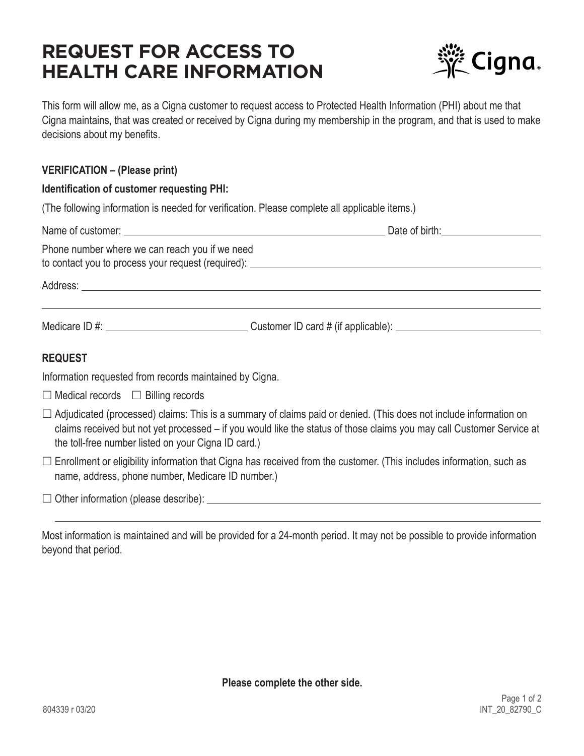# REQUEST FOR ACCESS TO HEALTH CARE INFORMATION

This form will allow me, as a Cigna customer to request access to Protected Health Information (PHI) about me that Cigna maintains, that was created or received by Cigna during my membership in the program, and that is used to make decisions about my benefits.

**VERIFICATION – (Please print)**

**Identification of customer requesting PHI:**

(The following information is needed for verification. Please complete all applicable items.)

Name of customer: ______________________________ Date of birth: ______________

Phone number where we can reach you if we need to contact you to process your request (required): ______________________________

Address: ______________________________________________

______________________________________________

Medicare ID #: ______________________ Customer ID card # (if applicable): ______________________

**REQUEST**

Information requested from records maintained by Cigna.

☐ Medical records ☐ Billing records

☐ Adjudicated (processed) claims: This is a summary of claims paid or denied. (This does not include information on claims received but not yet processed – if you would like the status of those claims you may call Customer Service at the toll-free number listed on your Cigna ID card.)

☐ Enrollment or eligibility information that Cigna has received from the customer. (This includes information, such as name, address, phone number, Medicare ID number.)

☐ Other information (please describe): ______________________________________________

______________________________________________

Most information is maintained and will be provided for a 24-month period. It may not be possible to provide information beyond that period.

**Please complete the other side.**

804339 r 03/20

INT_20_82790_C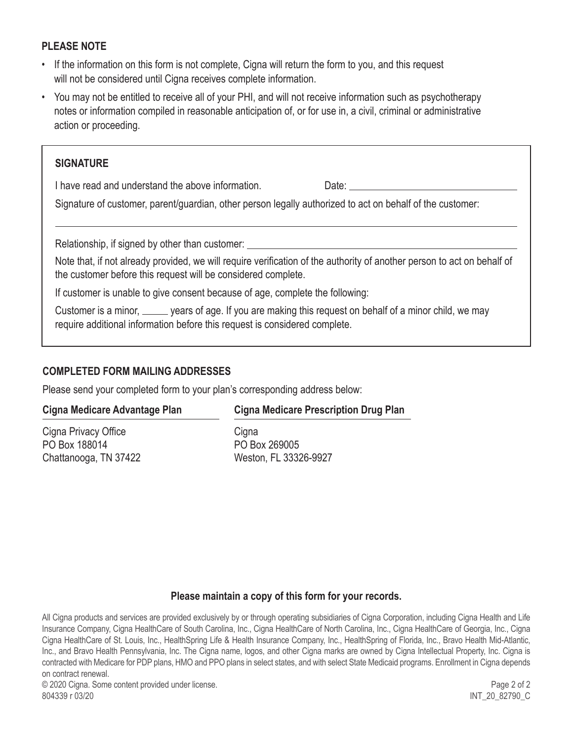## PLEASE NOTE

- If the information on this form is not complete, Cigna will return the form to you, and this request will not be considered until Cigna receives complete information.
- You may not be entitled to receive all of your PHI, and will not receive information such as psychotherapy notes or information compiled in reasonable anticipation of, or for use in, a civil, criminal or administrative action or proceeding.

### SIGNATURE

I have read and understand the above information. Date: ______________________________

Signature of customer, parent/guardian, other person legally authorized to act on behalf of the customer:

______________________________________________________________________________

Relationship, if signed by other than customer: ____________________________________________

Note that, if not already provided, we will require verification of the authority of another person to act on behalf of the customer before this request will be considered complete.

If customer is unable to give consent because of age, complete the following:

Customer is a minor, _____ years of age. If you are making this request on behalf of a minor child, we may require additional information before this request is considered complete.

## COMPLETED FORM MAILING ADDRESSES

Please send your completed form to your plan's corresponding address below:

| Cigna Medicare Advantage Plan | Cigna Medicare Prescription Drug Plan |
| --- | --- |
| Cigna Privacy Office<br>PO Box 188014<br>Chattanooga, TN 37422 | Cigna<br>PO Box 269005<br>Weston, FL 33326-9927 |

**Please maintain a copy of this form for your records.**

All Cigna products and services are provided exclusively by or through operating subsidiaries of Cigna Corporation, including Cigna Health and Life Insurance Company, Cigna HealthCare of South Carolina, Inc., Cigna HealthCare of North Carolina, Inc., Cigna HealthCare of Georgia, Inc., Cigna Cigna HealthCare of St. Louis, Inc., HealthSpring Life & Health Insurance Company, Inc., HealthSpring of Florida, Inc., Bravo Health Mid-Atlantic, Inc., and Bravo Health Pennsylvania, Inc. The Cigna name, logos, and other Cigna marks are owned by Cigna Intellectual Property, Inc. Cigna is contracted with Medicare for PDP plans, HMO and PPO plans in select states, and with select State Medicaid programs. Enrollment in Cigna depends on contract renewal.

© 2020 Cigna. Some content provided under license.

804339 r 03/20

INT_20_82790_C